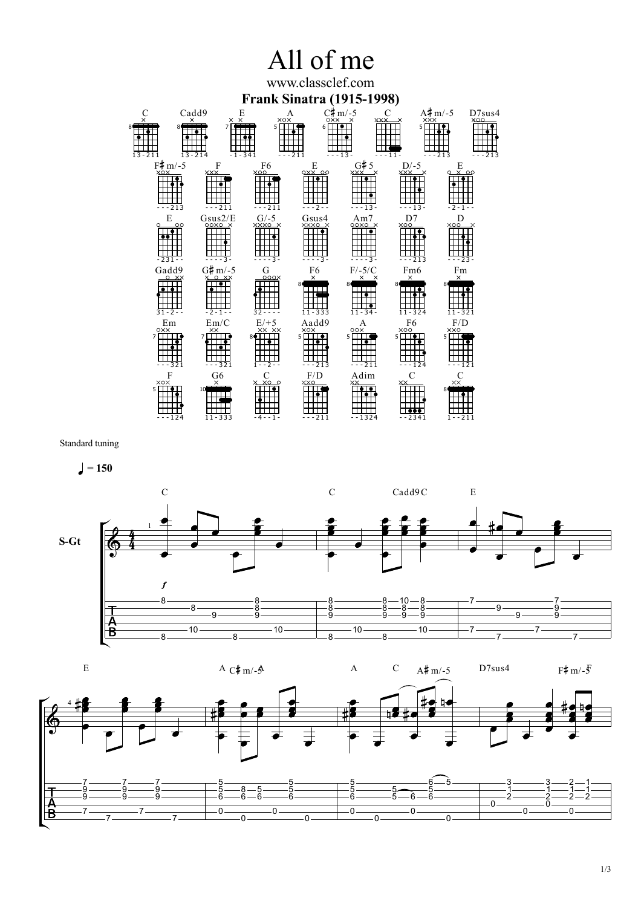# All of me

www.classclef.com

**Frank Sinatra (1915-1998)**

Standard tuning

♩ = 150

S-Gt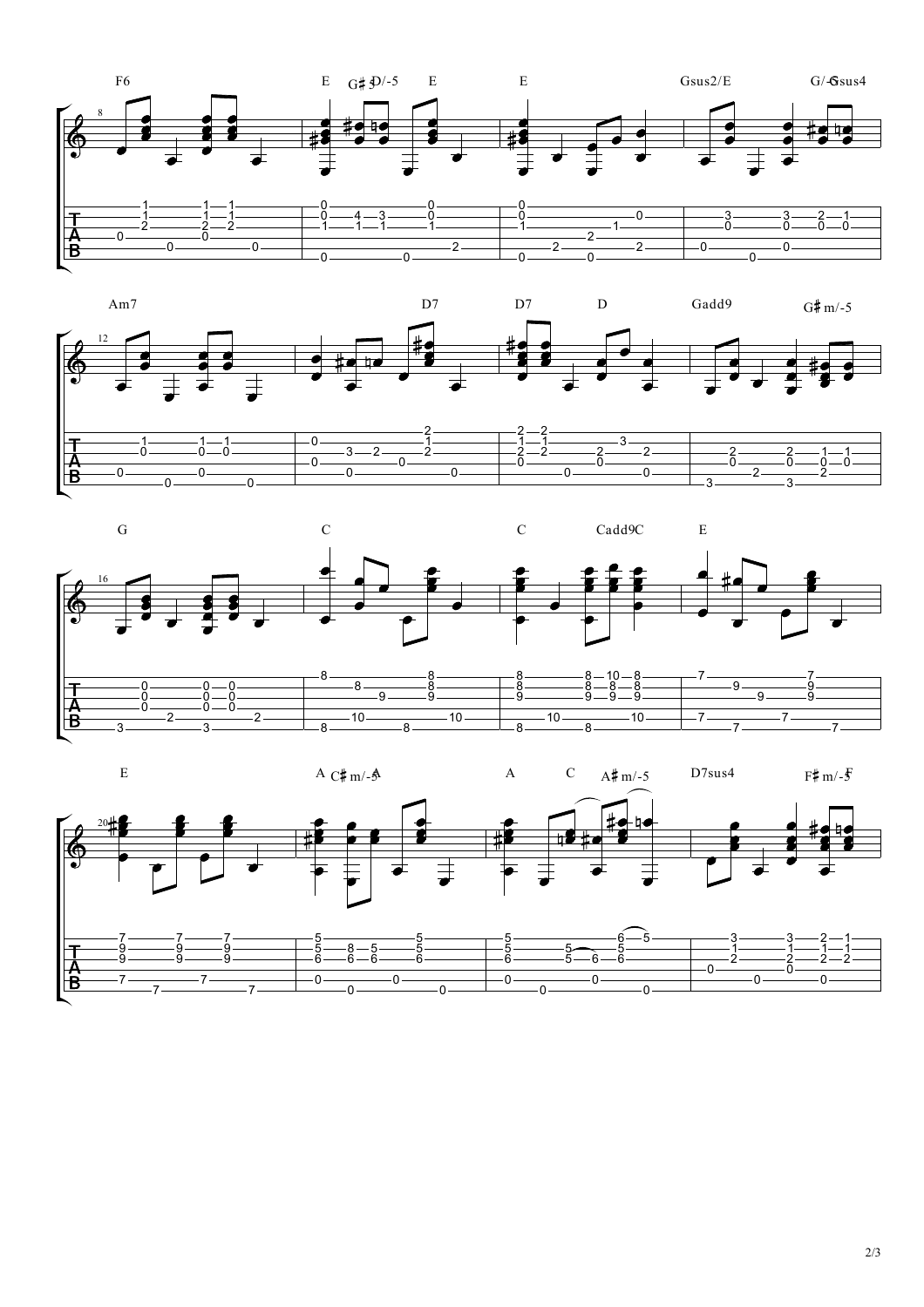F6 E G♯ D/-5 E E Gsus2/E G/ Gsus4

Am7 D7 D7 D Gadd9 G♯ m/-5

G C C Cadd9C E

E A C♯ m/-5 A A C A♯ m/-5 D7sus4 F♯ m/-5 F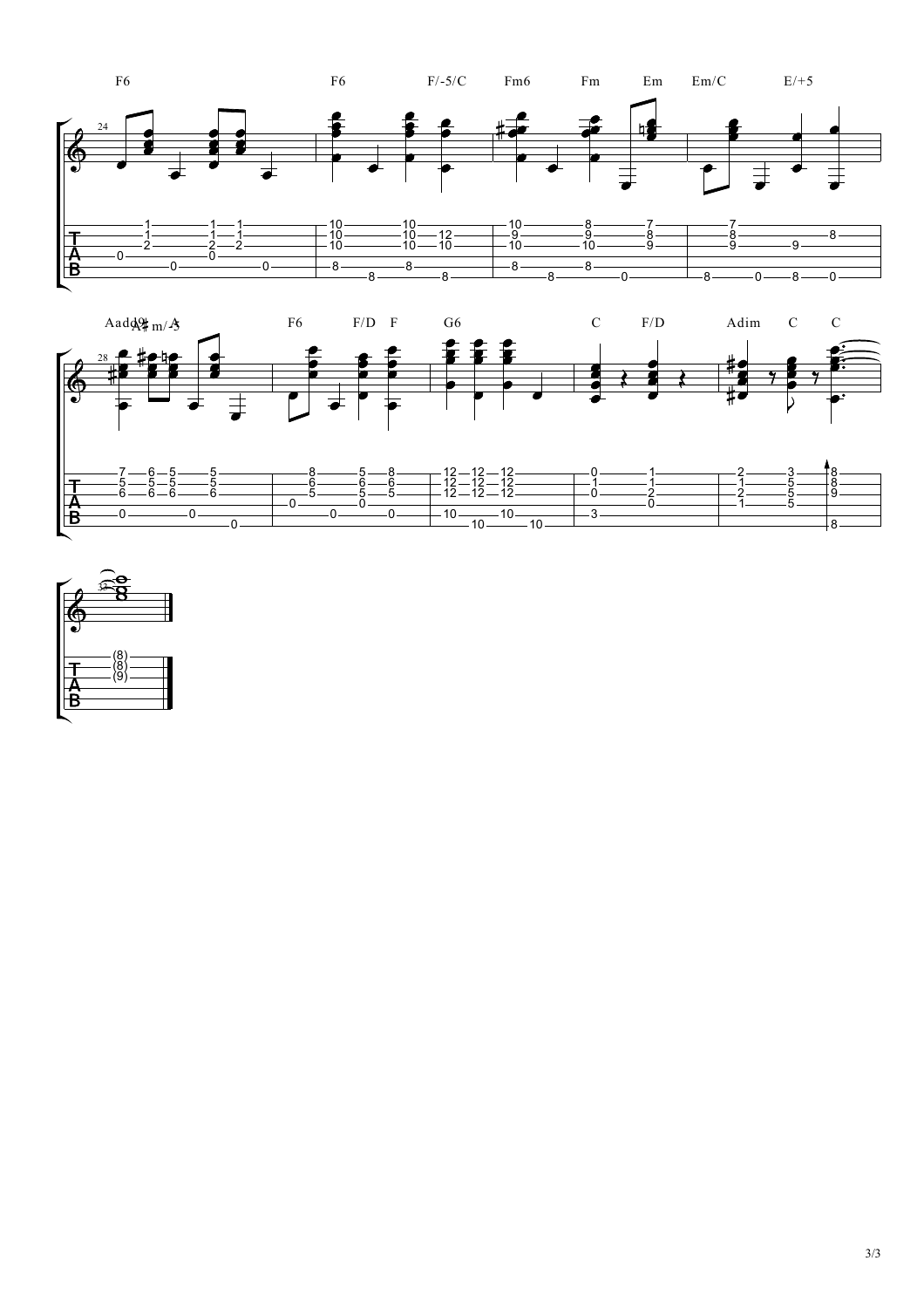F6 F6 F/-5/C Fm6 Fm Em Em/C E/+5

Aadd9 A♯m/-5 A F6 F/D F G6 C F/D Adim C C